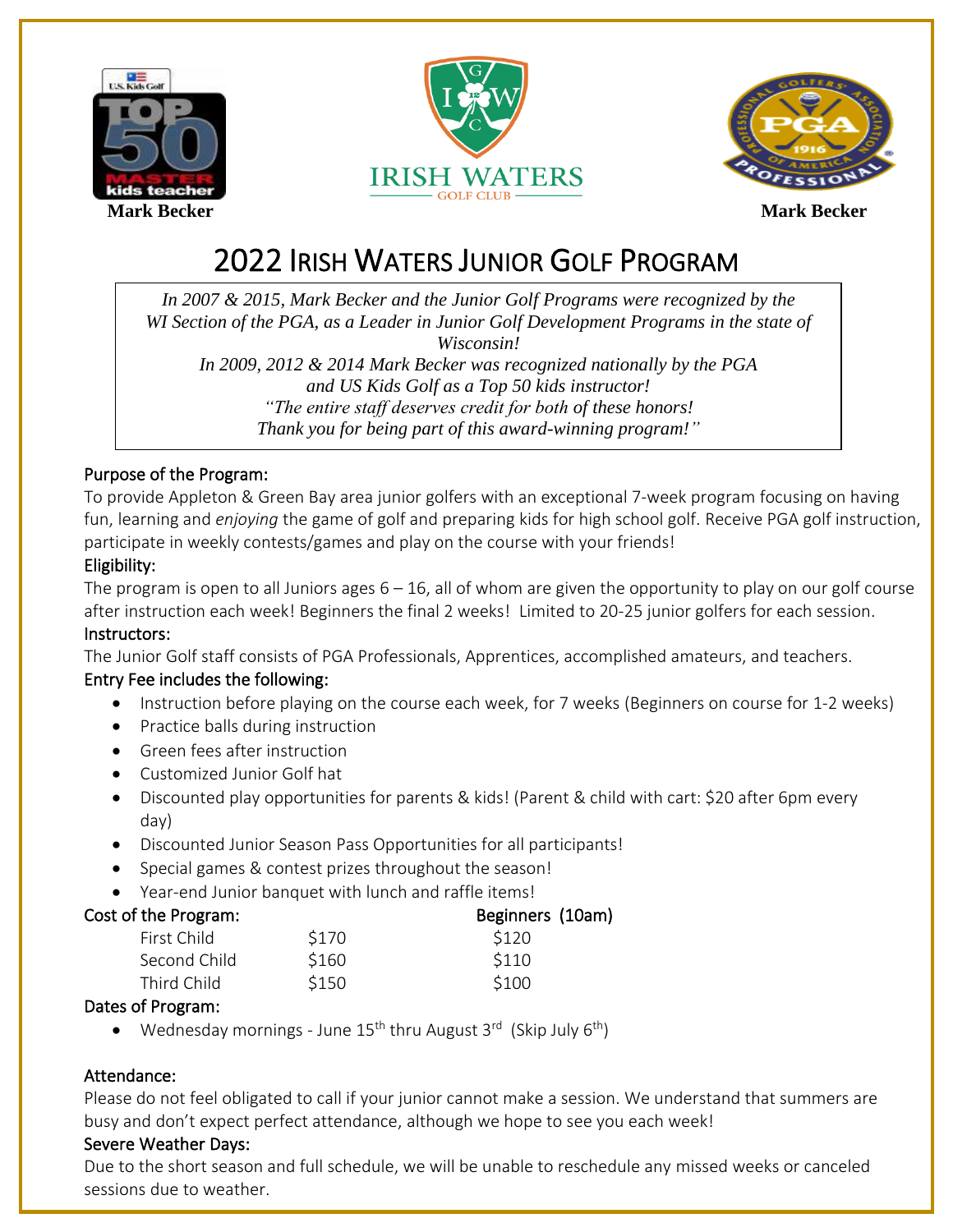Mark Becker

IRISH WATERS
GOLF CLUB

Mark Becker

# 2022 Irish Waters Junior Golf Program

*In 2007 & 2015, Mark Becker and the Junior Golf Programs were recognized by the WI Section of the PGA, as a Leader in Junior Golf Development Programs in the state of Wisconsin!*
*In 2009, 2012 & 2014 Mark Becker was recognized nationally by the PGA and US Kids Golf as a Top 50 kids instructor!*
*"The entire staff deserves credit for both of these honors! Thank you for being part of this award-winning program!"*

### Purpose of the Program:

To provide Appleton & Green Bay area junior golfers with an exceptional 7-week program focusing on having fun, learning and *enjoying* the game of golf and preparing kids for high school golf. Receive PGA golf instruction, participate in weekly contests/games and play on the course with your friends!

### Eligibility:

The program is open to all Juniors ages 6 – 16, all of whom are given the opportunity to play on our golf course after instruction each week! Beginners the final 2 weeks! Limited to 20-25 junior golfers for each session.

### Instructors:

The Junior Golf staff consists of PGA Professionals, Apprentices, accomplished amateurs, and teachers.

### Entry Fee includes the following:

- Instruction before playing on the course each week, for 7 weeks (Beginners on course for 1-2 weeks)
- Practice balls during instruction
- Green fees after instruction
- Customized Junior Golf hat
- Discounted play opportunities for parents & kids! (Parent & child with cart: $20 after 6pm every day)
- Discounted Junior Season Pass Opportunities for all participants!
- Special games & contest prizes throughout the season!
- Year-end Junior banquet with lunch and raffle items!

### Cost of the Program:

| | | Beginners (10am) |
|---|---|---|
| First Child | $170 | $120 |
| Second Child | $160 | $110 |
| Third Child | $150 | $100 |

### Dates of Program:

- Wednesday mornings - June 15th thru August 3rd (Skip July 6th)

### Attendance:

Please do not feel obligated to call if your junior cannot make a session. We understand that summers are busy and don't expect perfect attendance, although we hope to see you each week!

### Severe Weather Days:

Due to the short season and full schedule, we will be unable to reschedule any missed weeks or canceled sessions due to weather.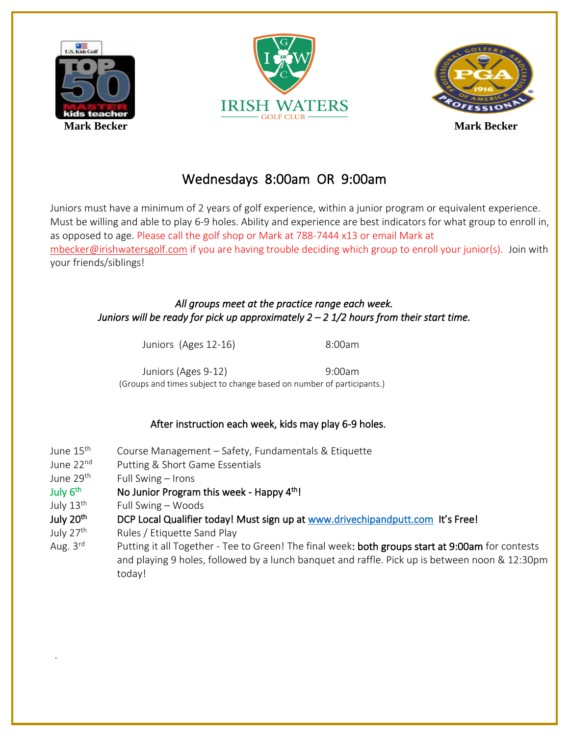Mark Becker

IRISH WATERS GOLF CLUB

Mark Becker

## Wednesdays 8:00am OR 9:00am

Juniors must have a minimum of 2 years of golf experience, within a junior program or equivalent experience. Must be willing and able to play 6-9 holes. Ability and experience are best indicators for what group to enroll in, as opposed to age. Please call the golf shop or Mark at 788-7444 x13 or email Mark at mbecker@irishwatersgolf.com if you are having trouble deciding which group to enroll your junior(s). Join with your friends/siblings!

*All groups meet at the practice range each week.*
*Juniors will be ready for pick up approximately 2 – 2 1/2 hours from their start time.*

| Group | Time |
| --- | --- |
| Juniors (Ages 12-16) | 8:00am |
| Juniors (Ages 9-12) | 9:00am |

(Groups and times subject to change based on number of participants.)

### After instruction each week, kids may play 6-9 holes.

| Date | Topic |
| --- | --- |
| June 15th | Course Management – Safety, Fundamentals & Etiquette |
| June 22nd | Putting & Short Game Essentials |
| June 29th | Full Swing – Irons |
| July 6th | No Junior Program this week - Happy 4th! |
| July 13th | Full Swing – Woods |
| July 20th | DCP Local Qualifier today! Must sign up at www.drivechipandputt.com It's Free! |
| July 27th | Rules / Etiquette Sand Play |
| Aug. 3rd | Putting it all Together - Tee to Green! The final week: **both groups start at 9:00am** for contests and playing 9 holes, followed by a lunch banquet and raffle. Pick up is between noon & 12:30pm today! |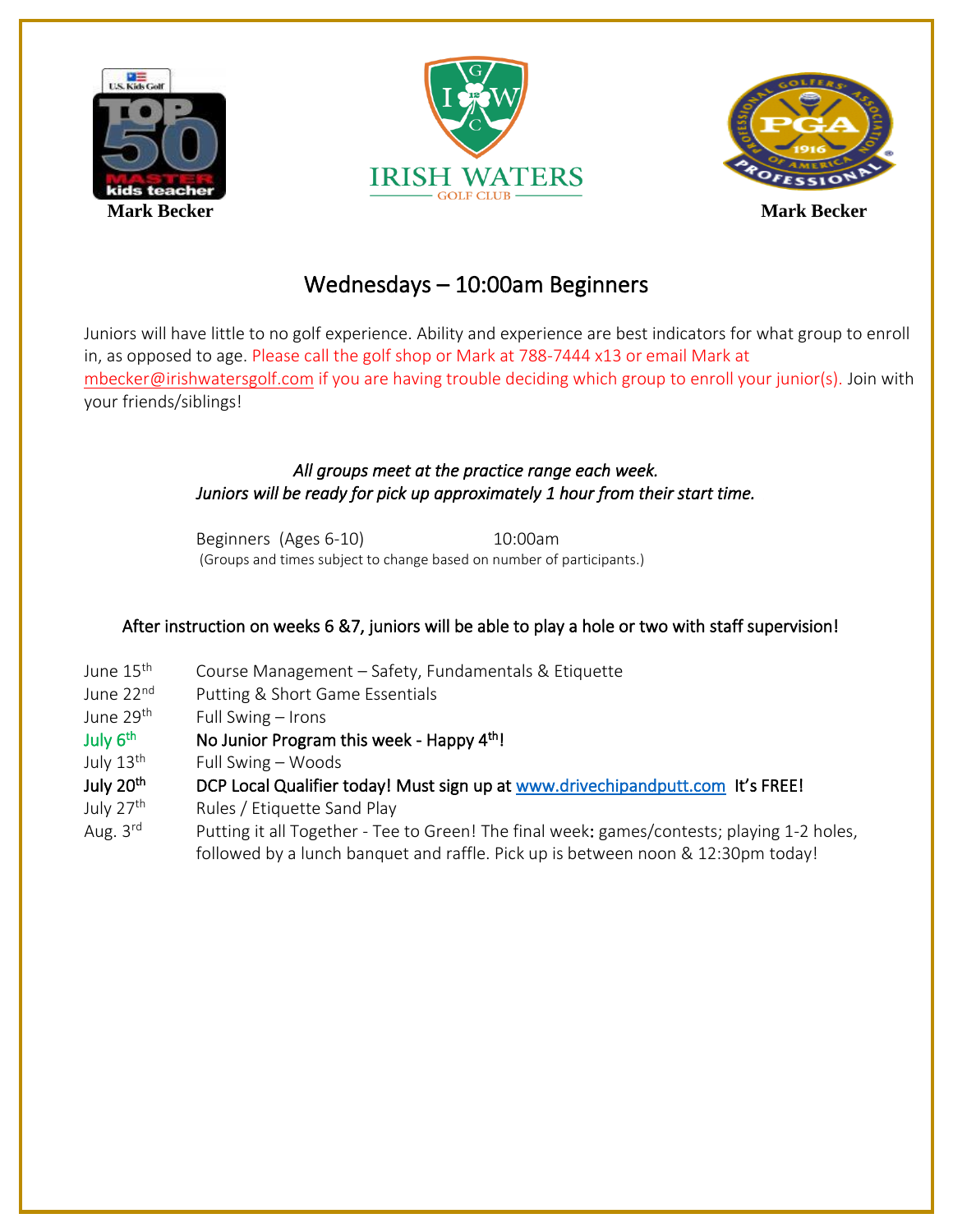Mark Becker

IRISH WATERS GOLF CLUB

Mark Becker

## Wednesdays – 10:00am Beginners

Juniors will have little to no golf experience. Ability and experience are best indicators for what group to enroll in, as opposed to age. Please call the golf shop or Mark at 788-7444 x13 or email Mark at mbecker@irishwatersgolf.com if you are having trouble deciding which group to enroll your junior(s). Join with your friends/siblings!

*All groups meet at the practice range each week.*
*Juniors will be ready for pick up approximately 1 hour from their start time.*

Beginners (Ages 6-10) 10:00am
(Groups and times subject to change based on number of participants.)

After instruction on weeks 6 &7, juniors will be able to play a hole or two with staff supervision!

| | |
|---|---|
| June 15th | Course Management – Safety, Fundamentals & Etiquette |
| June 22nd | Putting & Short Game Essentials |
| June 29th | Full Swing – Irons |
| July 6th | No Junior Program this week - Happy 4th! |
| July 13th | Full Swing – Woods |
| July 20th | DCP Local Qualifier today! Must sign up at www.drivechipandputt.com It's FREE! |
| July 27th | Rules / Etiquette Sand Play |
| Aug. 3rd | Putting it all Together - Tee to Green! The final week: games/contests; playing 1-2 holes, followed by a lunch banquet and raffle. Pick up is between noon & 12:30pm today! |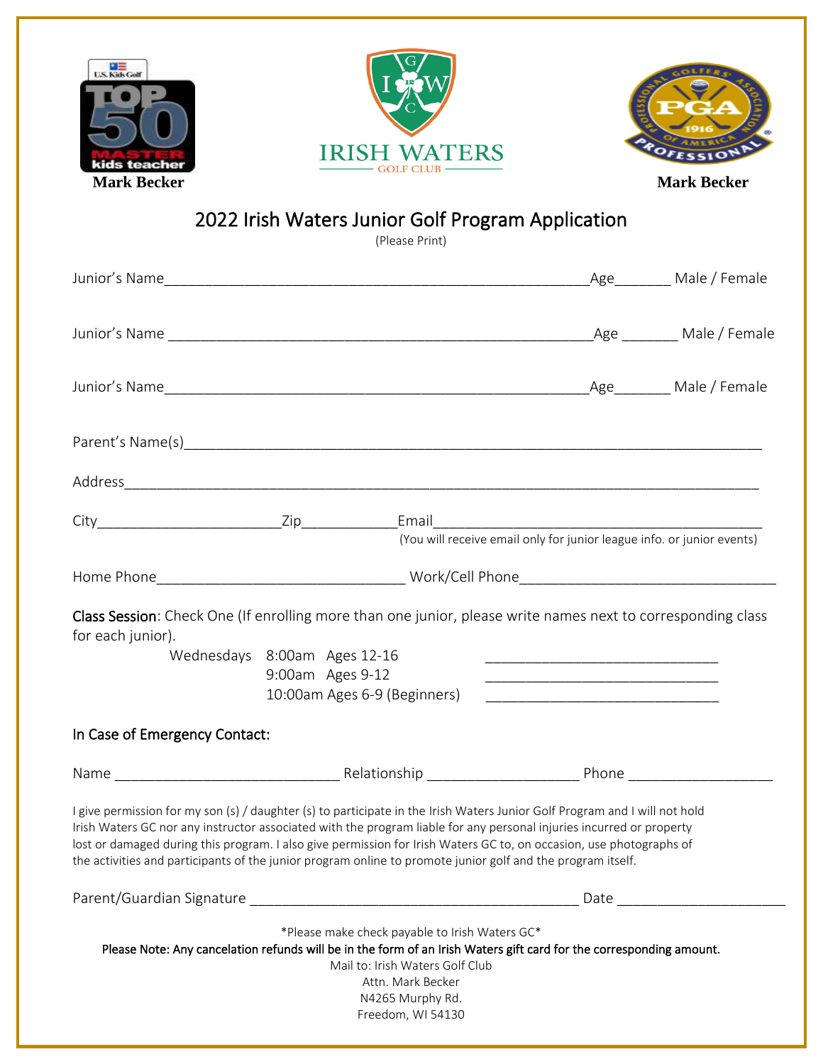Mark Becker

Mark Becker

# 2022 Irish Waters Junior Golf Program Application

(Please Print)

Junior's Name_______________________________________________Age_______ Male / Female

Junior's Name _______________________________________________Age _______ Male / Female

Junior's Name_______________________________________________Age_______ Male / Female

Parent's Name(s)____________________________________________________________

Address____________________________________________________________________

City______________________Zip___________Email______________________________________
(You will receive email only for junior league info. or junior events)

Home Phone______________________________ Work/Cell Phone______________________________

**Class Session**: Check One (If enrolling more than one junior, please write names next to corresponding class for each junior).

| | | | |
|---|---|---|---|
| Wednesdays | 8:00am | Ages 12-16 | ____________________________ |
| | 9:00am | Ages 9-12 | ____________________________ |
| | 10:00am | Ages 6-9 (Beginners) | ____________________________ |

**In Case of Emergency Contact:**

Name ____________________________ Relationship __________________ Phone __________________

I give permission for my son (s) / daughter (s) to participate in the Irish Waters Junior Golf Program and I will not hold Irish Waters GC nor any instructor associated with the program liable for any personal injuries incurred or property lost or damaged during this program. I also give permission for Irish Waters GC to, on occasion, use photographs of the activities and participants of the junior program online to promote junior golf and the program itself.

Parent/Guardian Signature ________________________________________ Date ____________________

*Please make check payable to Irish Waters GC*

**Please Note: Any cancelation refunds will be in the form of an Irish Waters gift card for the corresponding amount.**

Mail to: Irish Waters Golf Club
Attn. Mark Becker
N4265 Murphy Rd.
Freedom, WI 54130